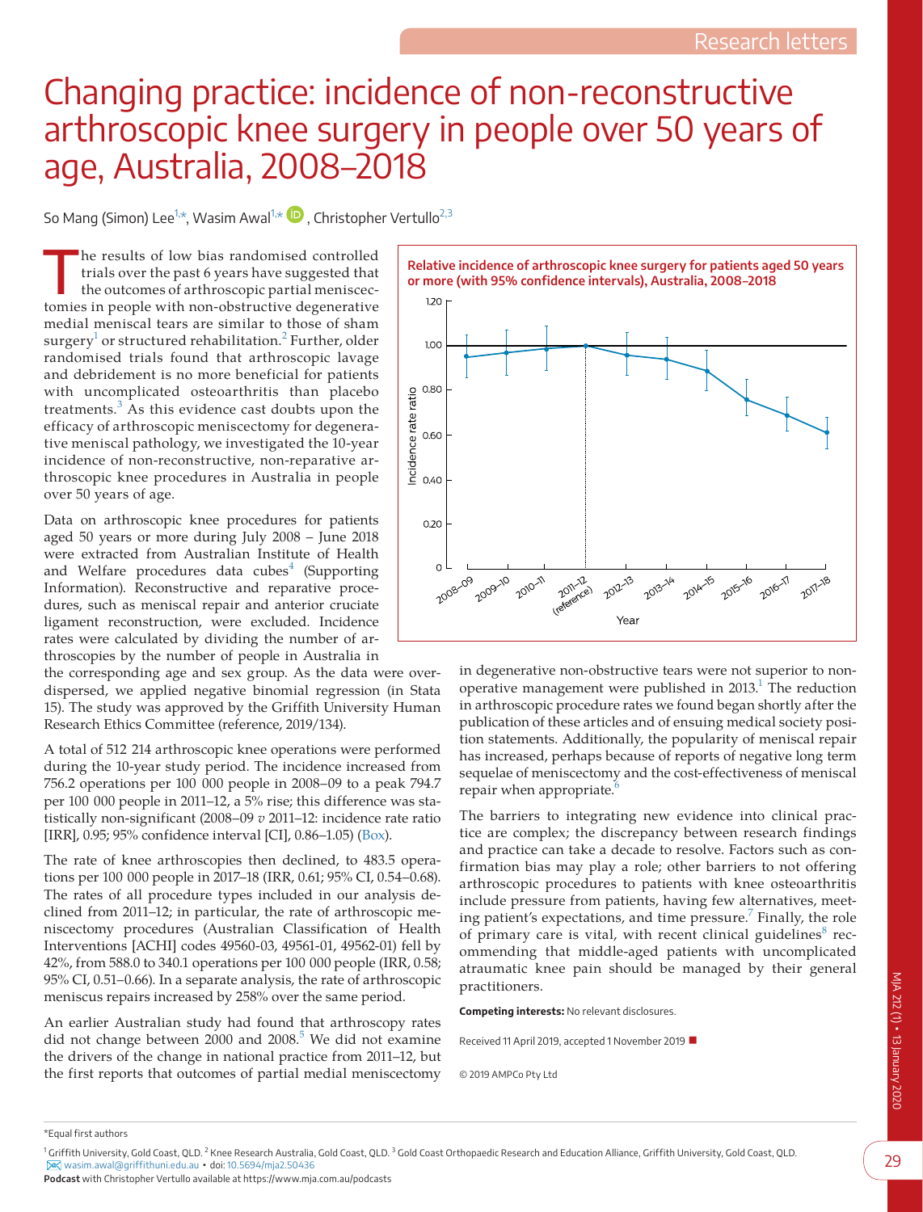# Changing practice: incidence of non-reconstructive arthroscopic knee surgery in people over 50 years of age, Australia, 2008–2018

So Mang (Simon) Lee[1,*], Wasim Awal[1,*], Christopher Vertullo[2,3]

The results of low bias randomised controlled trials over the past 6 years have suggested that the outcomes of arthroscopic partial meniscectomies in people with non-obstructive degenerative medial meniscal tears are similar to those of sham surgery[1] or structured rehabilitation.[2] Further, older randomised trials found that arthroscopic lavage and debridement is no more beneficial for patients with uncomplicated osteoarthritis than placebo treatments.[3] As this evidence cast doubts upon the efficacy of arthroscopic meniscectomy for degenerative meniscal pathology, we investigated the 10-year incidence of non-reconstructive, non-reparative arthroscopic knee procedures in Australia in people over 50 years of age.

Data on arthroscopic knee procedures for patients aged 50 years or more during July 2008 – June 2018 were extracted from Australian Institute of Health and Welfare procedures data cubes[4] (Supporting Information). Reconstructive and reparative procedures, such as meniscal repair and anterior cruciate ligament reconstruction, were excluded. Incidence rates were calculated by dividing the number of arthroscopies by the number of people in Australia in the corresponding age and sex group. As the data were overdispersed, we applied negative binomial regression (in Stata 15). The study was approved by the Griffith University Human Research Ethics Committee (reference, 2019/134).

A total of 512 214 arthroscopic knee operations were performed during the 10-year study period. The incidence increased from 756.2 operations per 100 000 people in 2008–09 to a peak 794.7 per 100 000 people in 2011–12, a 5% rise; this difference was statistically non-significant (2008–09 *v* 2011–12: incidence rate ratio [IRR], 0.95; 95% confidence interval [CI], 0.86–1.05) (Box).

**Relative incidence of arthroscopic knee surgery for patients aged 50 years or more (with 95% confidence intervals), Australia, 2008–2018**

The rate of knee arthroscopies then declined, to 483.5 operations per 100 000 people in 2017–18 (IRR, 0.61; 95% CI, 0.54–0.68). The rates of all procedure types included in our analysis declined from 2011–12; in particular, the rate of arthroscopic meniscectomy procedures (Australian Classification of Health Interventions [ACHI] codes 49560-03, 49561-01, 49562-01) fell by 42%, from 588.0 to 340.1 operations per 100 000 people (IRR, 0.58; 95% CI, 0.51–0.66). In a separate analysis, the rate of arthroscopic meniscus repairs increased by 258% over the same period.

An earlier Australian study had found that arthroscopy rates did not change between 2000 and 2008.[5] We did not examine the drivers of the change in national practice from 2011–12, but the first reports that outcomes of partial medial meniscectomy in degenerative non-obstructive tears were not superior to non-operative management were published in 2013.[1] The reduction in arthroscopic procedure rates we found began shortly after the publication of these articles and of ensuing medical society position statements. Additionally, the popularity of meniscal repair has increased, perhaps because of reports of negative long term sequelae of meniscectomy and the cost-effectiveness of meniscal repair when appropriate.[6]

The barriers to integrating new evidence into clinical practice are complex; the discrepancy between research findings and practice can take a decade to resolve. Factors such as confirmation bias may play a role; other barriers to not offering arthroscopic procedures to patients with knee osteoarthritis include pressure from patients, having few alternatives, meeting patient's expectations, and time pressure.[7] Finally, the role of primary care is vital, with recent clinical guidelines[8] recommending that middle-aged patients with uncomplicated atraumatic knee pain should be managed by their general practitioners.

**Competing interests:** No relevant disclosures.

Received 11 April 2019, accepted 1 November 2019

© 2019 AMPCo Pty Ltd

*Equal first authors

[1] Griffith University, Gold Coast, QLD. [2] Knee Research Australia, Gold Coast, QLD. [3] Gold Coast Orthopaedic Research and Education Alliance, Griffith University, Gold Coast, QLD. wasim.awal@griffithuni.edu.au • doi: 10.5694/mja2.50436

**Podcast** with Christopher Vertullo available at https://www.mja.com.au/podcasts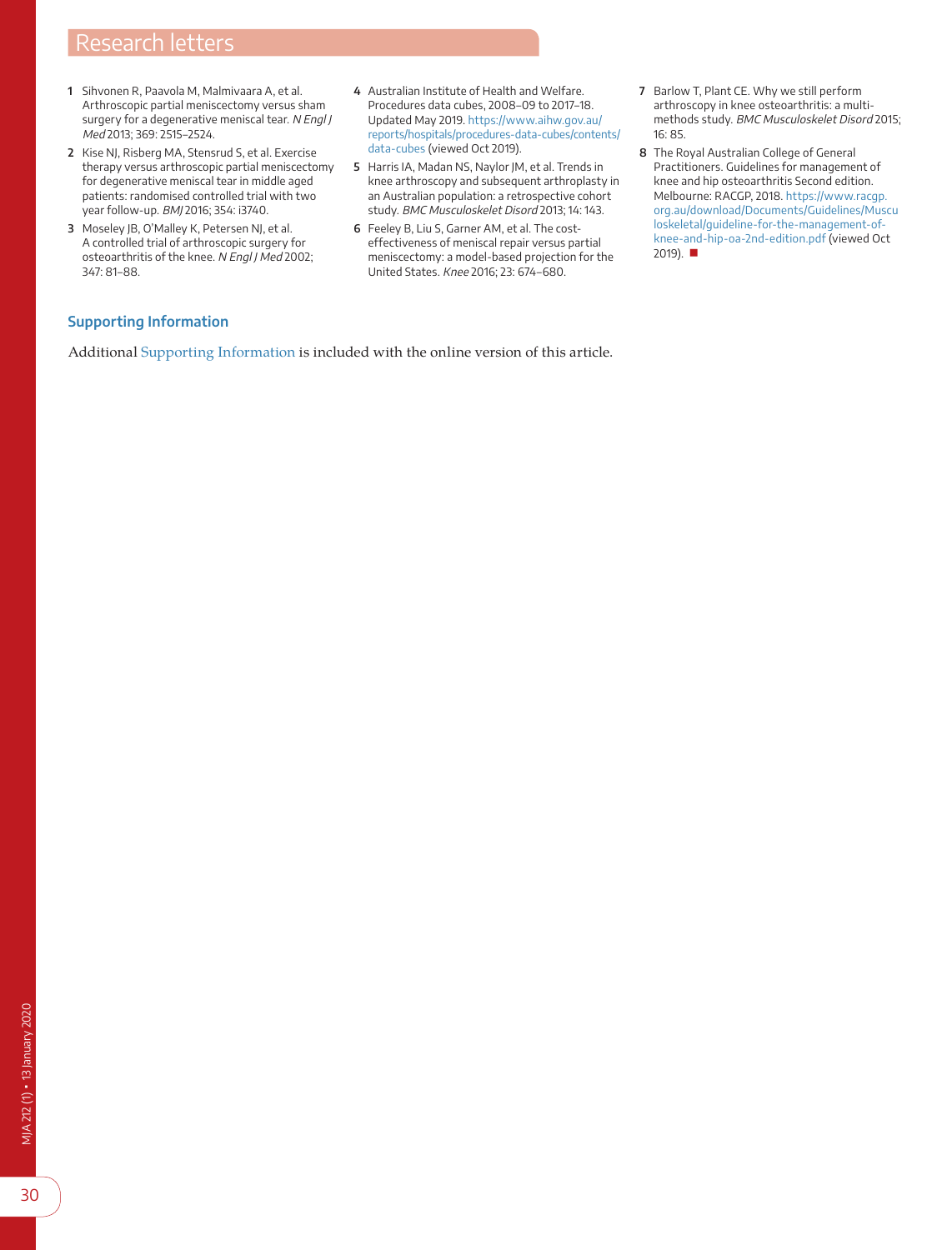1. Sihvonen R, Paavola M, Malmivaara A, et al. Arthroscopic partial meniscectomy versus sham surgery for a degenerative meniscal tear. *N Engl J Med* 2013; 369: 2515–2524.
2. Kise NJ, Risberg MA, Stensrud S, et al. Exercise therapy versus arthroscopic partial meniscectomy for degenerative meniscal tear in middle aged patients: randomised controlled trial with two year follow-up. *BMJ* 2016; 354: i3740.
3. Moseley JB, O'Malley K, Petersen NJ, et al. A controlled trial of arthroscopic surgery for osteoarthritis of the knee. *N Engl J Med* 2002; 347: 81–88.
4. Australian Institute of Health and Welfare. Procedures data cubes, 2008–09 to 2017–18. Updated May 2019. https://www.aihw.gov.au/reports/hospitals/procedures-data-cubes/contents/data-cubes (viewed Oct 2019).
5. Harris IA, Madan NS, Naylor JM, et al. Trends in knee arthroscopy and subsequent arthroplasty in an Australian population: a retrospective cohort study. *BMC Musculoskelet Disord* 2013; 14: 143.
6. Feeley B, Liu S, Garner AM, et al. The cost-effectiveness of meniscal repair versus partial meniscectomy: a model-based projection for the United States. *Knee* 2016; 23: 674–680.
7. Barlow T, Plant CE. Why we still perform arthroscopy in knee osteoarthritis: a multi-methods study. *BMC Musculoskelet Disord* 2015; 16: 85.
8. The Royal Australian College of General Practitioners. Guidelines for management of knee and hip osteoarthritis Second edition. Melbourne: RACGP, 2018. https://www.racgp.org.au/download/Documents/Guidelines/Musculoskeletal/guideline-for-the-management-of-knee-and-hip-oa-2nd-edition.pdf (viewed Oct 2019). ■

## Supporting Information

Additional Supporting Information is included with the online version of this article.